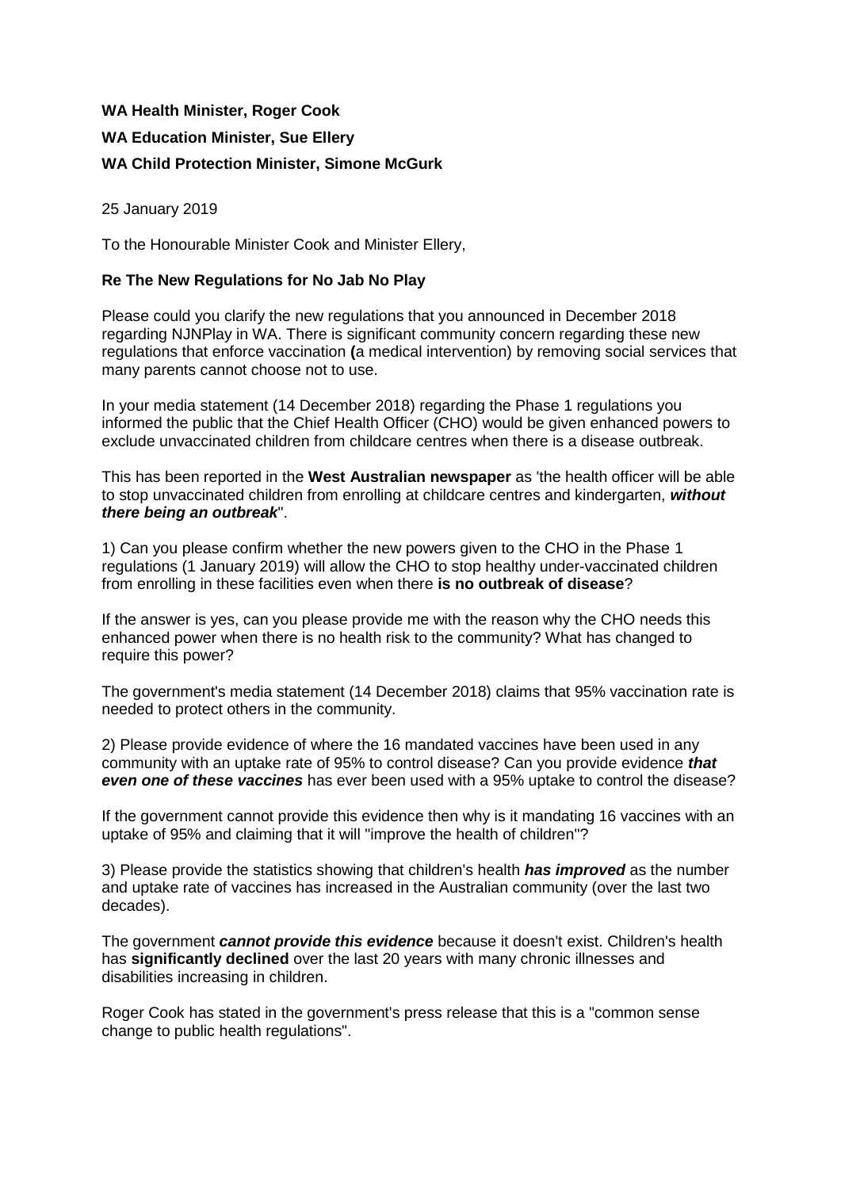**WA Health Minister, Roger Cook**

**WA Education Minister, Sue Ellery**

**WA Child Protection Minister, Simone McGurk**

25 January 2019

To the Honourable Minister Cook and Minister Ellery,

**Re The New Regulations for No Jab No Play**

Please could you clarify the new regulations that you announced in December 2018 regarding NJNPlay in WA. There is significant community concern regarding these new regulations that enforce vaccination **(**a medical intervention) by removing social services that many parents cannot choose not to use.

In your media statement (14 December 2018) regarding the Phase 1 regulations you informed the public that the Chief Health Officer (CHO) would be given enhanced powers to exclude unvaccinated children from childcare centres when there is a disease outbreak.

This has been reported in the **West Australian newspaper** as 'the health officer will be able to stop unvaccinated children from enrolling at childcare centres and kindergarten, ***without there being an outbreak***".

1) Can you please confirm whether the new powers given to the CHO in the Phase 1 regulations (1 January 2019) will allow the CHO to stop healthy under-vaccinated children from enrolling in these facilities even when there **is no outbreak of disease**?

If the answer is yes, can you please provide me with the reason why the CHO needs this enhanced power when there is no health risk to the community? What has changed to require this power?

The government's media statement (14 December 2018) claims that 95% vaccination rate is needed to protect others in the community.

2) Please provide evidence of where the 16 mandated vaccines have been used in any community with an uptake rate of 95% to control disease? Can you provide evidence ***that even one of these vaccines*** has ever been used with a 95% uptake to control the disease?

If the government cannot provide this evidence then why is it mandating 16 vaccines with an uptake of 95% and claiming that it will "improve the health of children"?

3) Please provide the statistics showing that children's health ***has improved*** as the number and uptake rate of vaccines has increased in the Australian community (over the last two decades).

The government ***cannot provide this evidence*** because it doesn't exist. Children's health has **significantly declined** over the last 20 years with many chronic illnesses and disabilities increasing in children.

Roger Cook has stated in the government's press release that this is a "common sense change to public health regulations".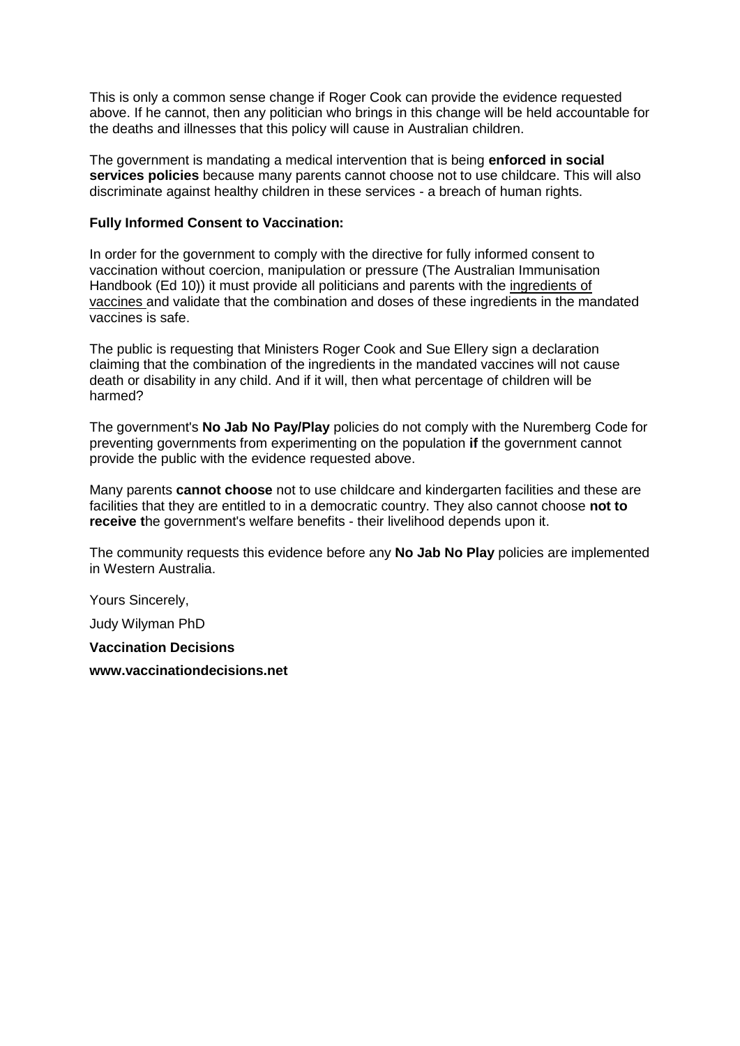This is only a common sense change if Roger Cook can provide the evidence requested above. If he cannot, then any politician who brings in this change will be held accountable for the deaths and illnesses that this policy will cause in Australian children.

The government is mandating a medical intervention that is being **enforced in social services policies** because many parents cannot choose not to use childcare. This will also discriminate against healthy children in these services - a breach of human rights.

**Fully Informed Consent to Vaccination:**

In order for the government to comply with the directive for fully informed consent to vaccination without coercion, manipulation or pressure (The Australian Immunisation Handbook (Ed 10)) it must provide all politicians and parents with the ingredients of vaccines and validate that the combination and doses of these ingredients in the mandated vaccines is safe.

The public is requesting that Ministers Roger Cook and Sue Ellery sign a declaration claiming that the combination of the ingredients in the mandated vaccines will not cause death or disability in any child. And if it will, then what percentage of children will be harmed?

The government's **No Jab No Pay/Play** policies do not comply with the Nuremberg Code for preventing governments from experimenting on the population **if** the government cannot provide the public with the evidence requested above.

Many parents **cannot choose** not to use childcare and kindergarten facilities and these are facilities that they are entitled to in a democratic country. They also cannot choose **not to receive t**he government's welfare benefits - their livelihood depends upon it.

The community requests this evidence before any **No Jab No Play** policies are implemented in Western Australia.

Yours Sincerely,

Judy Wilyman PhD

**Vaccination Decisions**

**www.vaccinationdecisions.net**